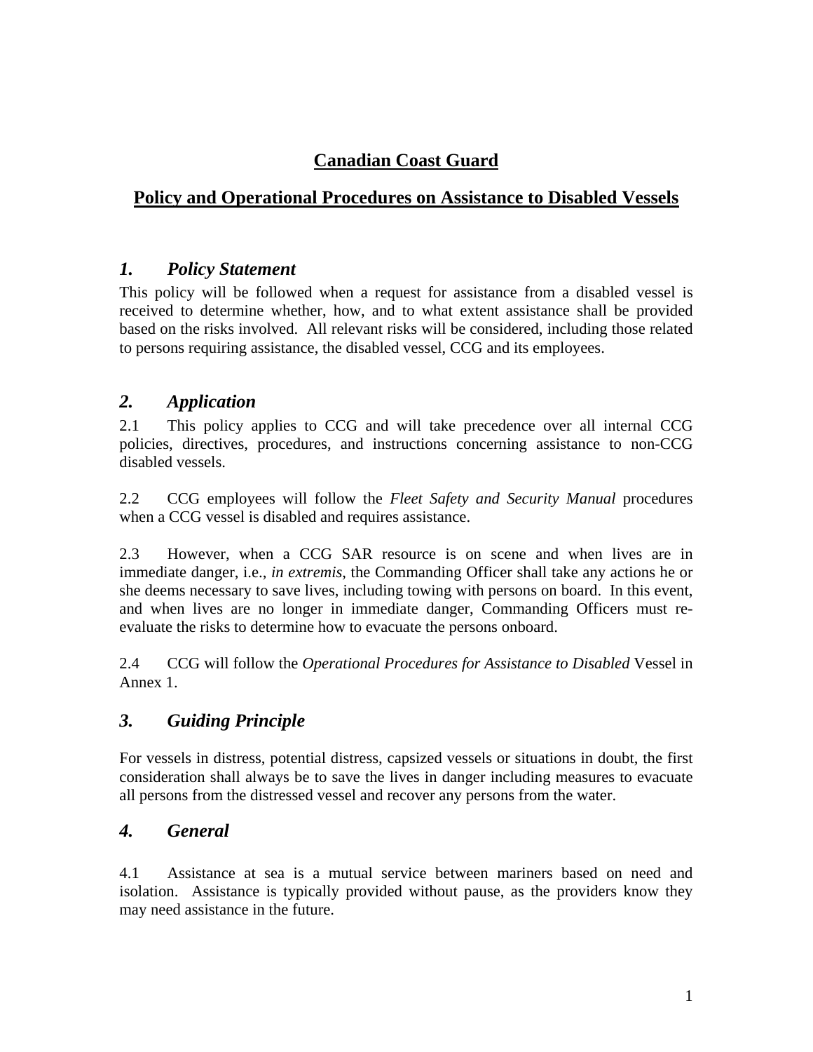# Canadian Coast Guard

## Policy and Operational Procedures on Assistance to Disabled Vessels

### *1. Policy Statement*

This policy will be followed when a request for assistance from a disabled vessel is received to determine whether, how, and to what extent assistance shall be provided based on the risks involved. All relevant risks will be considered, including those related to persons requiring assistance, the disabled vessel, CCG and its employees.

### *2. Application*

2.1 This policy applies to CCG and will take precedence over all internal CCG policies, directives, procedures, and instructions concerning assistance to non-CCG disabled vessels.

2.2 CCG employees will follow the *Fleet Safety and Security Manual* procedures when a CCG vessel is disabled and requires assistance.

2.3 However, when a CCG SAR resource is on scene and when lives are in immediate danger, i.e., *in extremis*, the Commanding Officer shall take any actions he or she deems necessary to save lives, including towing with persons on board. In this event, and when lives are no longer in immediate danger, Commanding Officers must re-evaluate the risks to determine how to evacuate the persons onboard.

2.4 CCG will follow the *Operational Procedures for Assistance to Disabled* Vessel in Annex 1.

### *3. Guiding Principle*

For vessels in distress, potential distress, capsized vessels or situations in doubt, the first consideration shall always be to save the lives in danger including measures to evacuate all persons from the distressed vessel and recover any persons from the water.

### *4. General*

4.1 Assistance at sea is a mutual service between mariners based on need and isolation. Assistance is typically provided without pause, as the providers know they may need assistance in the future.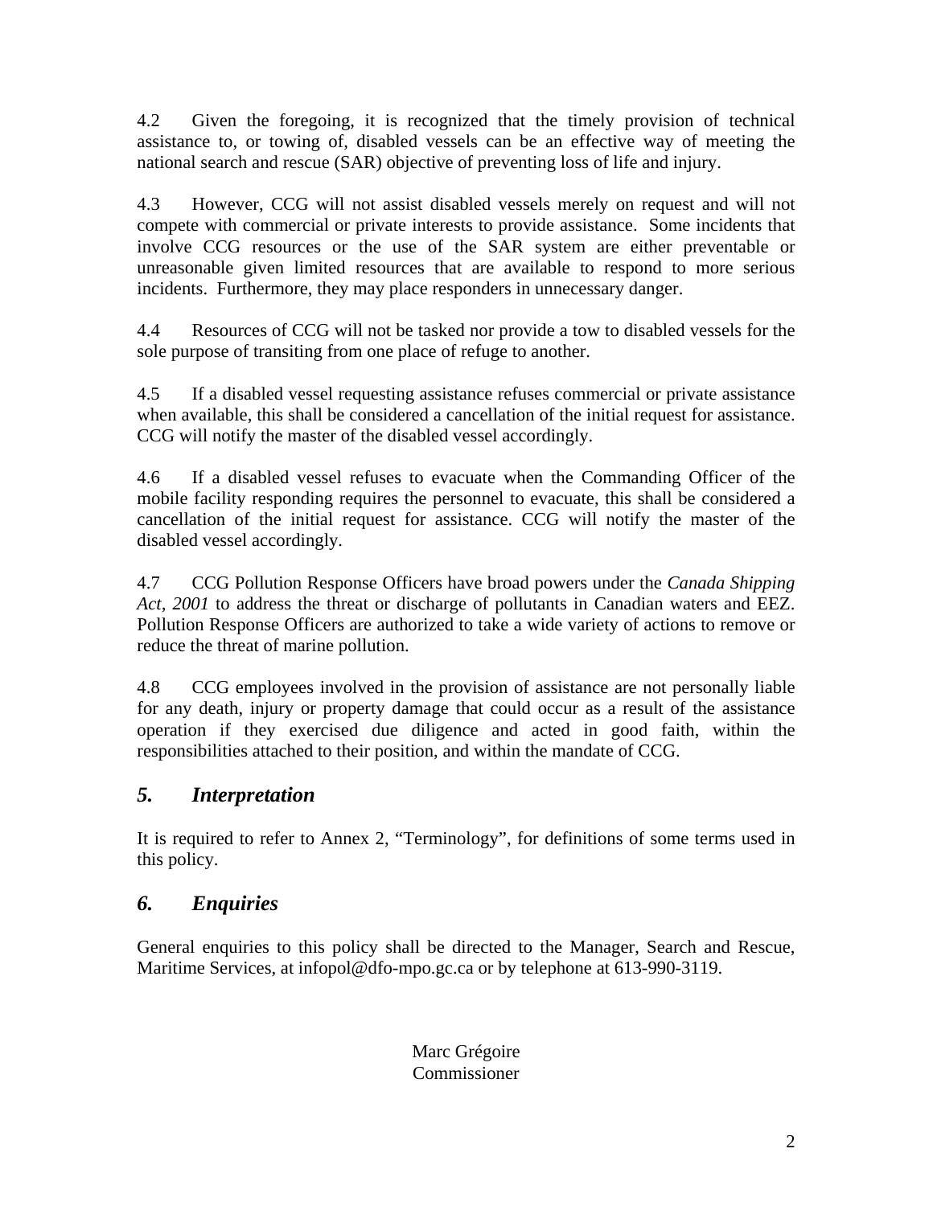4.2 Given the foregoing, it is recognized that the timely provision of technical assistance to, or towing of, disabled vessels can be an effective way of meeting the national search and rescue (SAR) objective of preventing loss of life and injury.

4.3 However, CCG will not assist disabled vessels merely on request and will not compete with commercial or private interests to provide assistance. Some incidents that involve CCG resources or the use of the SAR system are either preventable or unreasonable given limited resources that are available to respond to more serious incidents. Furthermore, they may place responders in unnecessary danger.

4.4 Resources of CCG will not be tasked nor provide a tow to disabled vessels for the sole purpose of transiting from one place of refuge to another.

4.5 If a disabled vessel requesting assistance refuses commercial or private assistance when available, this shall be considered a cancellation of the initial request for assistance. CCG will notify the master of the disabled vessel accordingly.

4.6 If a disabled vessel refuses to evacuate when the Commanding Officer of the mobile facility responding requires the personnel to evacuate, this shall be considered a cancellation of the initial request for assistance. CCG will notify the master of the disabled vessel accordingly.

4.7 CCG Pollution Response Officers have broad powers under the *Canada Shipping Act, 2001* to address the threat or discharge of pollutants in Canadian waters and EEZ. Pollution Response Officers are authorized to take a wide variety of actions to remove or reduce the threat of marine pollution.

4.8 CCG employees involved in the provision of assistance are not personally liable for any death, injury or property damage that could occur as a result of the assistance operation if they exercised due diligence and acted in good faith, within the responsibilities attached to their position, and within the mandate of CCG.

## *5. Interpretation*

It is required to refer to Annex 2, "Terminology", for definitions of some terms used in this policy.

## *6. Enquiries*

General enquiries to this policy shall be directed to the Manager, Search and Rescue, Maritime Services, at infopol@dfo-mpo.gc.ca or by telephone at 613-990-3119.

Marc Grégoire
Commissioner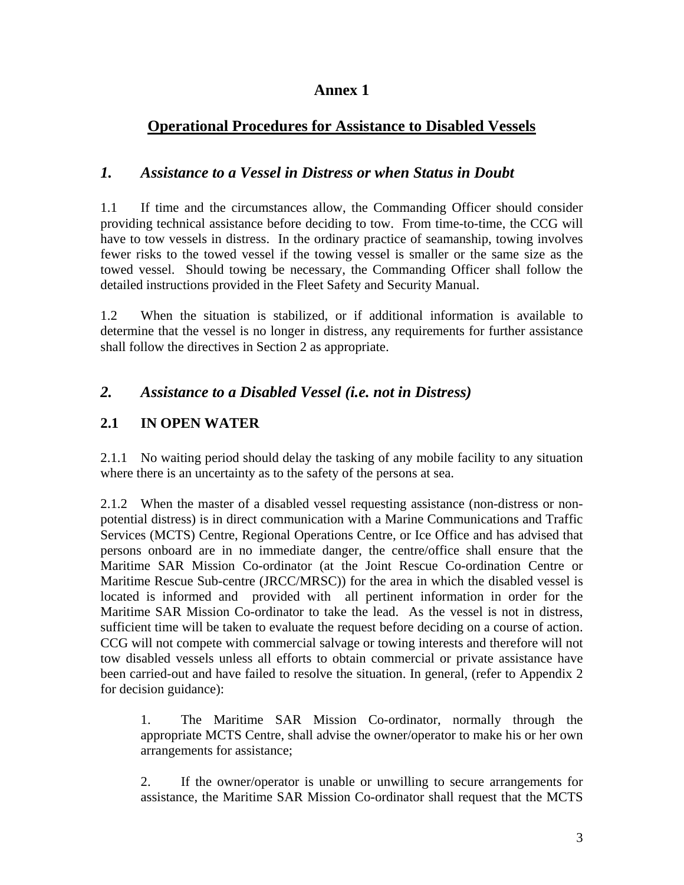# Annex 1

## <u>Operational Procedures for Assistance to Disabled Vessels</u>

### *1. Assistance to a Vessel in Distress or when Status in Doubt*

1.1 If time and the circumstances allow, the Commanding Officer should consider providing technical assistance before deciding to tow. From time-to-time, the CCG will have to tow vessels in distress. In the ordinary practice of seamanship, towing involves fewer risks to the towed vessel if the towing vessel is smaller or the same size as the towed vessel. Should towing be necessary, the Commanding Officer shall follow the detailed instructions provided in the Fleet Safety and Security Manual.

1.2 When the situation is stabilized, or if additional information is available to determine that the vessel is no longer in distress, any requirements for further assistance shall follow the directives in Section 2 as appropriate.

### *2. Assistance to a Disabled Vessel (i.e. not in Distress)*

#### 2.1 IN OPEN WATER

2.1.1 No waiting period should delay the tasking of any mobile facility to any situation where there is an uncertainty as to the safety of the persons at sea.

2.1.2 When the master of a disabled vessel requesting assistance (non-distress or non-potential distress) is in direct communication with a Marine Communications and Traffic Services (MCTS) Centre, Regional Operations Centre, or Ice Office and has advised that persons onboard are in no immediate danger, the centre/office shall ensure that the Maritime SAR Mission Co-ordinator (at the Joint Rescue Co-ordination Centre or Maritime Rescue Sub-centre (JRCC/MRSC)) for the area in which the disabled vessel is located is informed and provided with all pertinent information in order for the Maritime SAR Mission Co-ordinator to take the lead. As the vessel is not in distress, sufficient time will be taken to evaluate the request before deciding on a course of action. CCG will not compete with commercial salvage or towing interests and therefore will not tow disabled vessels unless all efforts to obtain commercial or private assistance have been carried-out and have failed to resolve the situation. In general, (refer to Appendix 2 for decision guidance):

1. The Maritime SAR Mission Co-ordinator, normally through the appropriate MCTS Centre, shall advise the owner/operator to make his or her own arrangements for assistance;

2. If the owner/operator is unable or unwilling to secure arrangements for assistance, the Maritime SAR Mission Co-ordinator shall request that the MCTS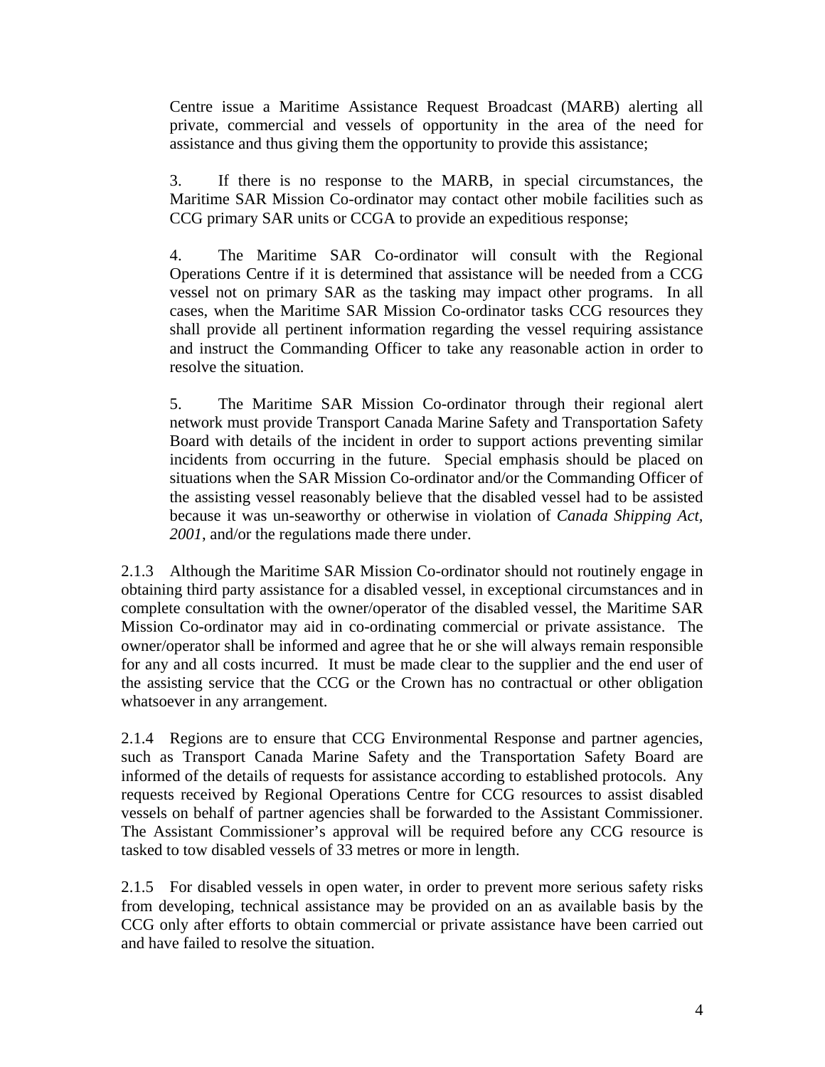Centre issue a Maritime Assistance Request Broadcast (MARB) alerting all private, commercial and vessels of opportunity in the area of the need for assistance and thus giving them the opportunity to provide this assistance;

3. If there is no response to the MARB, in special circumstances, the Maritime SAR Mission Co-ordinator may contact other mobile facilities such as CCG primary SAR units or CCGA to provide an expeditious response;

4. The Maritime SAR Co-ordinator will consult with the Regional Operations Centre if it is determined that assistance will be needed from a CCG vessel not on primary SAR as the tasking may impact other programs. In all cases, when the Maritime SAR Mission Co-ordinator tasks CCG resources they shall provide all pertinent information regarding the vessel requiring assistance and instruct the Commanding Officer to take any reasonable action in order to resolve the situation.

5. The Maritime SAR Mission Co-ordinator through their regional alert network must provide Transport Canada Marine Safety and Transportation Safety Board with details of the incident in order to support actions preventing similar incidents from occurring in the future. Special emphasis should be placed on situations when the SAR Mission Co-ordinator and/or the Commanding Officer of the assisting vessel reasonably believe that the disabled vessel had to be assisted because it was un-seaworthy or otherwise in violation of *Canada Shipping Act, 2001*, and/or the regulations made there under.

2.1.3 Although the Maritime SAR Mission Co-ordinator should not routinely engage in obtaining third party assistance for a disabled vessel, in exceptional circumstances and in complete consultation with the owner/operator of the disabled vessel, the Maritime SAR Mission Co-ordinator may aid in co-ordinating commercial or private assistance. The owner/operator shall be informed and agree that he or she will always remain responsible for any and all costs incurred. It must be made clear to the supplier and the end user of the assisting service that the CCG or the Crown has no contractual or other obligation whatsoever in any arrangement.

2.1.4 Regions are to ensure that CCG Environmental Response and partner agencies, such as Transport Canada Marine Safety and the Transportation Safety Board are informed of the details of requests for assistance according to established protocols. Any requests received by Regional Operations Centre for CCG resources to assist disabled vessels on behalf of partner agencies shall be forwarded to the Assistant Commissioner. The Assistant Commissioner's approval will be required before any CCG resource is tasked to tow disabled vessels of 33 metres or more in length.

2.1.5 For disabled vessels in open water, in order to prevent more serious safety risks from developing, technical assistance may be provided on an as available basis by the CCG only after efforts to obtain commercial or private assistance have been carried out and have failed to resolve the situation.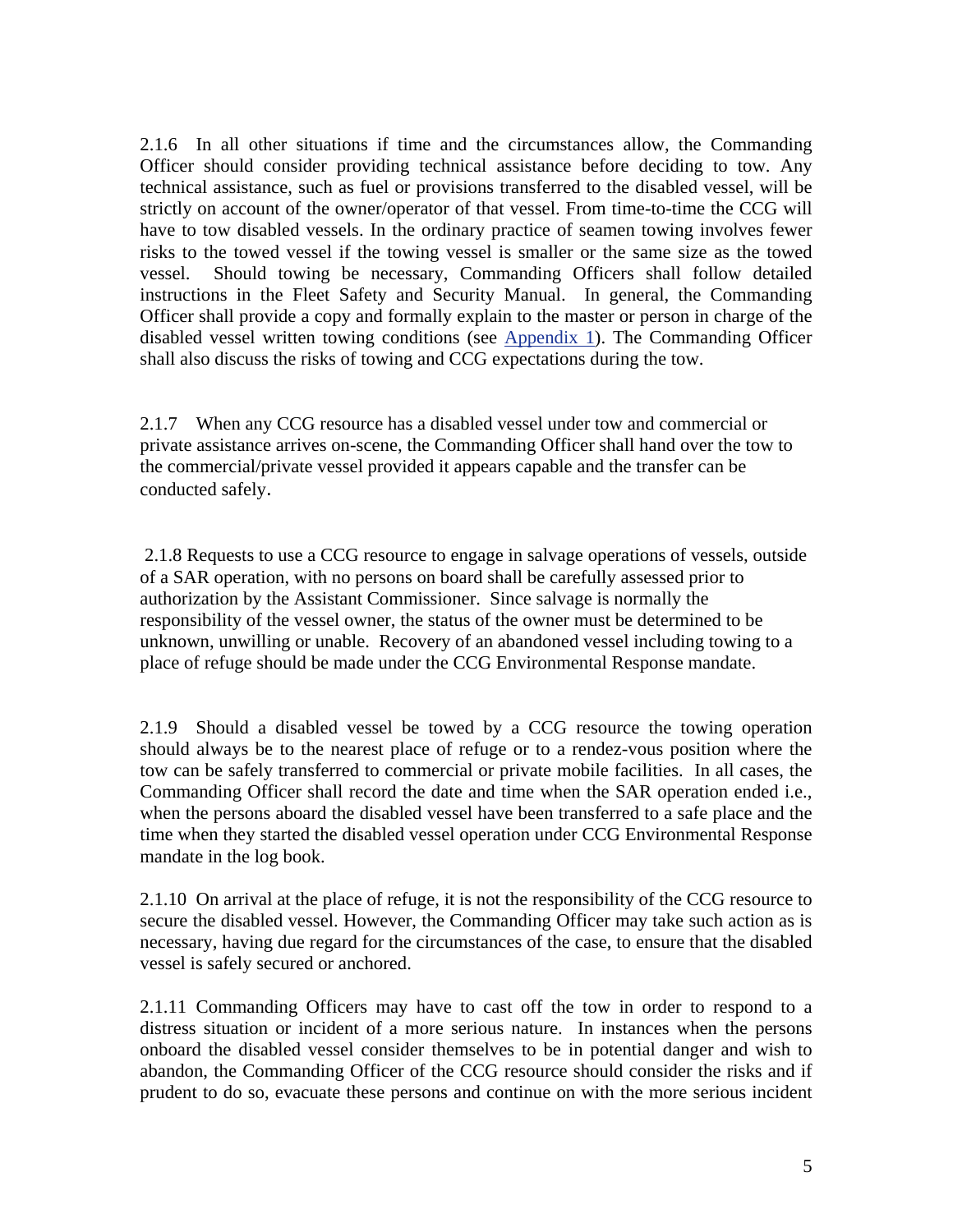2.1.6 In all other situations if time and the circumstances allow, the Commanding Officer should consider providing technical assistance before deciding to tow. Any technical assistance, such as fuel or provisions transferred to the disabled vessel, will be strictly on account of the owner/operator of that vessel. From time-to-time the CCG will have to tow disabled vessels. In the ordinary practice of seamen towing involves fewer risks to the towed vessel if the towing vessel is smaller or the same size as the towed vessel. Should towing be necessary, Commanding Officers shall follow detailed instructions in the Fleet Safety and Security Manual. In general, the Commanding Officer shall provide a copy and formally explain to the master or person in charge of the disabled vessel written towing conditions (see Appendix 1). The Commanding Officer shall also discuss the risks of towing and CCG expectations during the tow.

2.1.7 When any CCG resource has a disabled vessel under tow and commercial or private assistance arrives on-scene, the Commanding Officer shall hand over the tow to the commercial/private vessel provided it appears capable and the transfer can be conducted safely.

2.1.8 Requests to use a CCG resource to engage in salvage operations of vessels, outside of a SAR operation, with no persons on board shall be carefully assessed prior to authorization by the Assistant Commissioner. Since salvage is normally the responsibility of the vessel owner, the status of the owner must be determined to be unknown, unwilling or unable. Recovery of an abandoned vessel including towing to a place of refuge should be made under the CCG Environmental Response mandate.

2.1.9 Should a disabled vessel be towed by a CCG resource the towing operation should always be to the nearest place of refuge or to a rendez-vous position where the tow can be safely transferred to commercial or private mobile facilities. In all cases, the Commanding Officer shall record the date and time when the SAR operation ended i.e., when the persons aboard the disabled vessel have been transferred to a safe place and the time when they started the disabled vessel operation under CCG Environmental Response mandate in the log book.

2.1.10 On arrival at the place of refuge, it is not the responsibility of the CCG resource to secure the disabled vessel. However, the Commanding Officer may take such action as is necessary, having due regard for the circumstances of the case, to ensure that the disabled vessel is safely secured or anchored.

2.1.11 Commanding Officers may have to cast off the tow in order to respond to a distress situation or incident of a more serious nature. In instances when the persons onboard the disabled vessel consider themselves to be in potential danger and wish to abandon, the Commanding Officer of the CCG resource should consider the risks and if prudent to do so, evacuate these persons and continue on with the more serious incident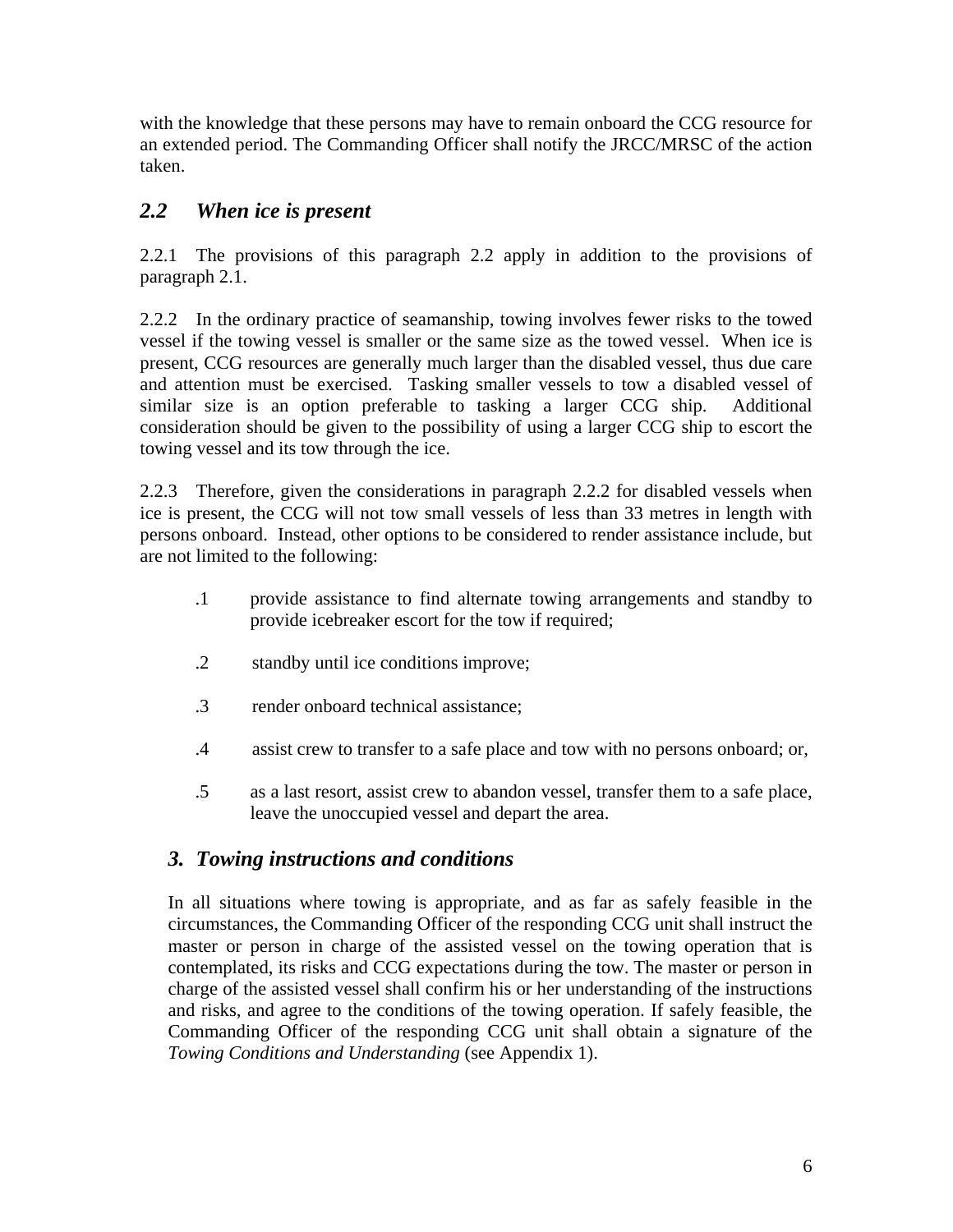with the knowledge that these persons may have to remain onboard the CCG resource for an extended period. The Commanding Officer shall notify the JRCC/MRSC of the action taken.

## *2.2 When ice is present*

2.2.1 The provisions of this paragraph 2.2 apply in addition to the provisions of paragraph 2.1.

2.2.2 In the ordinary practice of seamanship, towing involves fewer risks to the towed vessel if the towing vessel is smaller or the same size as the towed vessel. When ice is present, CCG resources are generally much larger than the disabled vessel, thus due care and attention must be exercised. Tasking smaller vessels to tow a disabled vessel of similar size is an option preferable to tasking a larger CCG ship. Additional consideration should be given to the possibility of using a larger CCG ship to escort the towing vessel and its tow through the ice.

2.2.3 Therefore, given the considerations in paragraph 2.2.2 for disabled vessels when ice is present, the CCG will not tow small vessels of less than 33 metres in length with persons onboard. Instead, other options to be considered to render assistance include, but are not limited to the following:

- .1 provide assistance to find alternate towing arrangements and standby to provide icebreaker escort for the tow if required;
- .2 standby until ice conditions improve;
- .3 render onboard technical assistance;
- .4 assist crew to transfer to a safe place and tow with no persons onboard; or,
- .5 as a last resort, assist crew to abandon vessel, transfer them to a safe place, leave the unoccupied vessel and depart the area.

## *3. Towing instructions and conditions*

In all situations where towing is appropriate, and as far as safely feasible in the circumstances, the Commanding Officer of the responding CCG unit shall instruct the master or person in charge of the assisted vessel on the towing operation that is contemplated, its risks and CCG expectations during the tow. The master or person in charge of the assisted vessel shall confirm his or her understanding of the instructions and risks, and agree to the conditions of the towing operation. If safely feasible, the Commanding Officer of the responding CCG unit shall obtain a signature of the *Towing Conditions and Understanding* (see Appendix 1).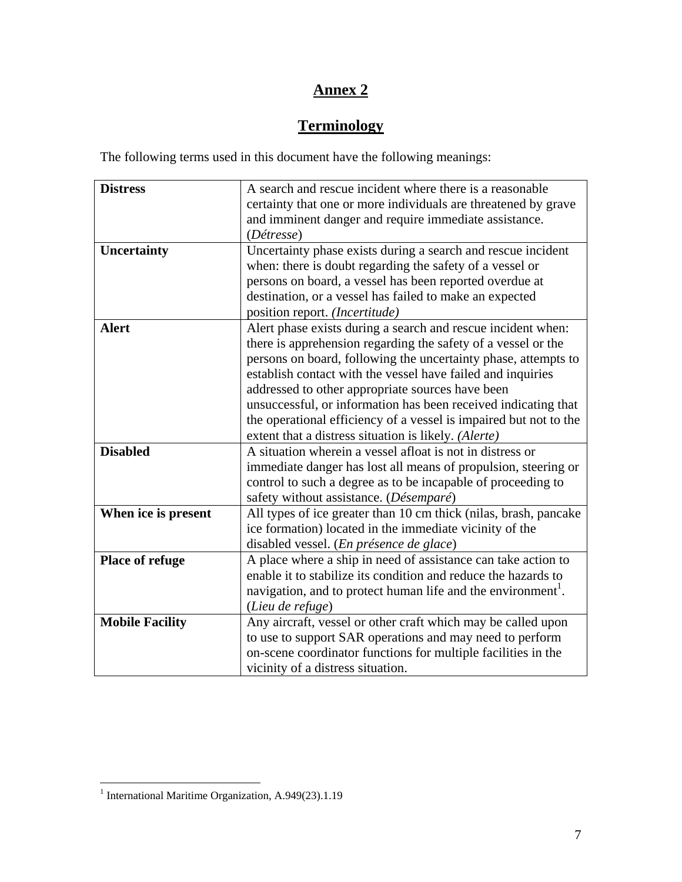# Annex 2

## Terminology

The following terms used in this document have the following meanings:

| | |
|---|---|
| **Distress** | A search and rescue incident where there is a reasonable certainty that one or more individuals are threatened by grave and imminent danger and require immediate assistance. (*Détresse*) |
| **Uncertainty** | Uncertainty phase exists during a search and rescue incident when: there is doubt regarding the safety of a vessel or persons on board, a vessel has been reported overdue at destination, or a vessel has failed to make an expected position report. *(Incertitude)* |
| **Alert** | Alert phase exists during a search and rescue incident when: there is apprehension regarding the safety of a vessel or the persons on board, following the uncertainty phase, attempts to establish contact with the vessel have failed and inquiries addressed to other appropriate sources have been unsuccessful, or information has been received indicating that the operational efficiency of a vessel is impaired but not to the extent that a distress situation is likely. *(Alerte)* |
| **Disabled** | A situation wherein a vessel afloat is not in distress or immediate danger has lost all means of propulsion, steering or control to such a degree as to be incapable of proceeding to safety without assistance. (*Désemparé*) |
| **When ice is present** | All types of ice greater than 10 cm thick (nilas, brash, pancake ice formation) located in the immediate vicinity of the disabled vessel. (*En présence de glace*) |
| **Place of refuge** | A place where a ship in need of assistance can take action to enable it to stabilize its condition and reduce the hazards to navigation, and to protect human life and the environment[1]. (*Lieu de refuge*) |
| **Mobile Facility** | Any aircraft, vessel or other craft which may be called upon to use to support SAR operations and may need to perform on-scene coordinator functions for multiple facilities in the vicinity of a distress situation. |

[1] International Maritime Organization, A.949(23).1.19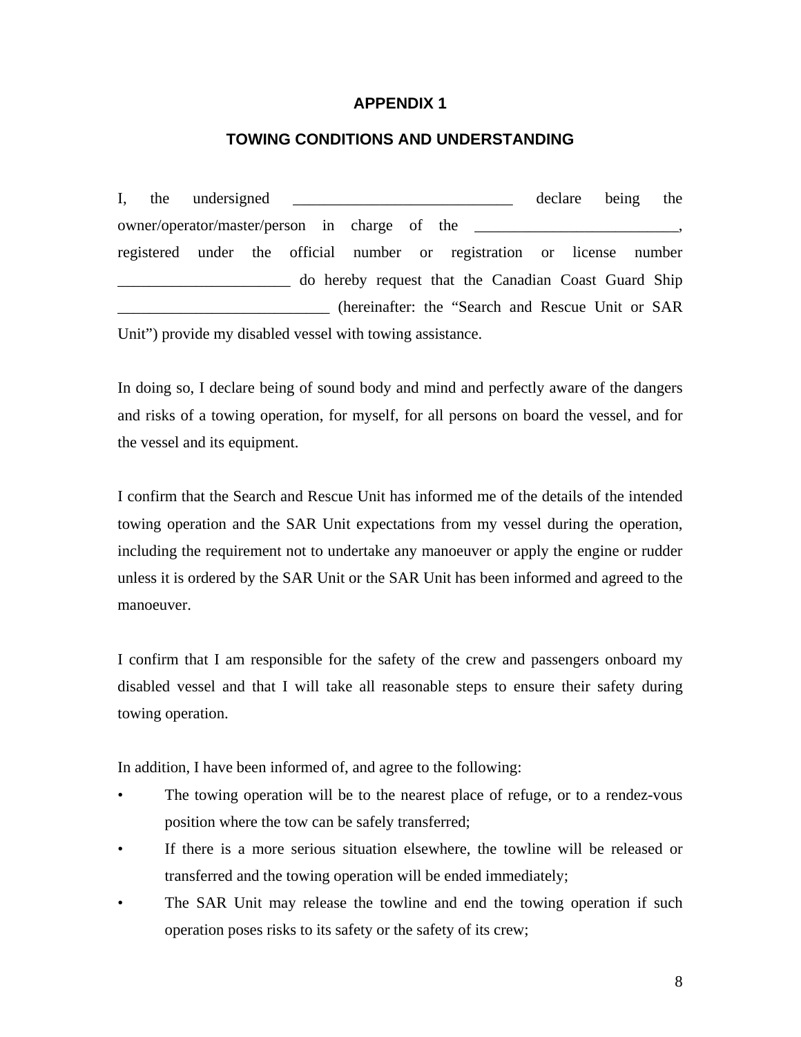# APPENDIX 1

## TOWING CONDITIONS AND UNDERSTANDING

I, the undersigned ____________________________ declare being the owner/operator/master/person in charge of the __________________________, registered under the official number or registration or license number ______________________ do hereby request that the Canadian Coast Guard Ship ___________________________ (hereinafter: the “Search and Rescue Unit or SAR Unit”) provide my disabled vessel with towing assistance.

In doing so, I declare being of sound body and mind and perfectly aware of the dangers and risks of a towing operation, for myself, for all persons on board the vessel, and for the vessel and its equipment.

I confirm that the Search and Rescue Unit has informed me of the details of the intended towing operation and the SAR Unit expectations from my vessel during the operation, including the requirement not to undertake any manoeuver or apply the engine or rudder unless it is ordered by the SAR Unit or the SAR Unit has been informed and agreed to the manoeuver.

I confirm that I am responsible for the safety of the crew and passengers onboard my disabled vessel and that I will take all reasonable steps to ensure their safety during towing operation.

In addition, I have been informed of, and agree to the following:

- The towing operation will be to the nearest place of refuge, or to a rendez-vous position where the tow can be safely transferred;
- If there is a more serious situation elsewhere, the towline will be released or transferred and the towing operation will be ended immediately;
- The SAR Unit may release the towline and end the towing operation if such operation poses risks to its safety or the safety of its crew;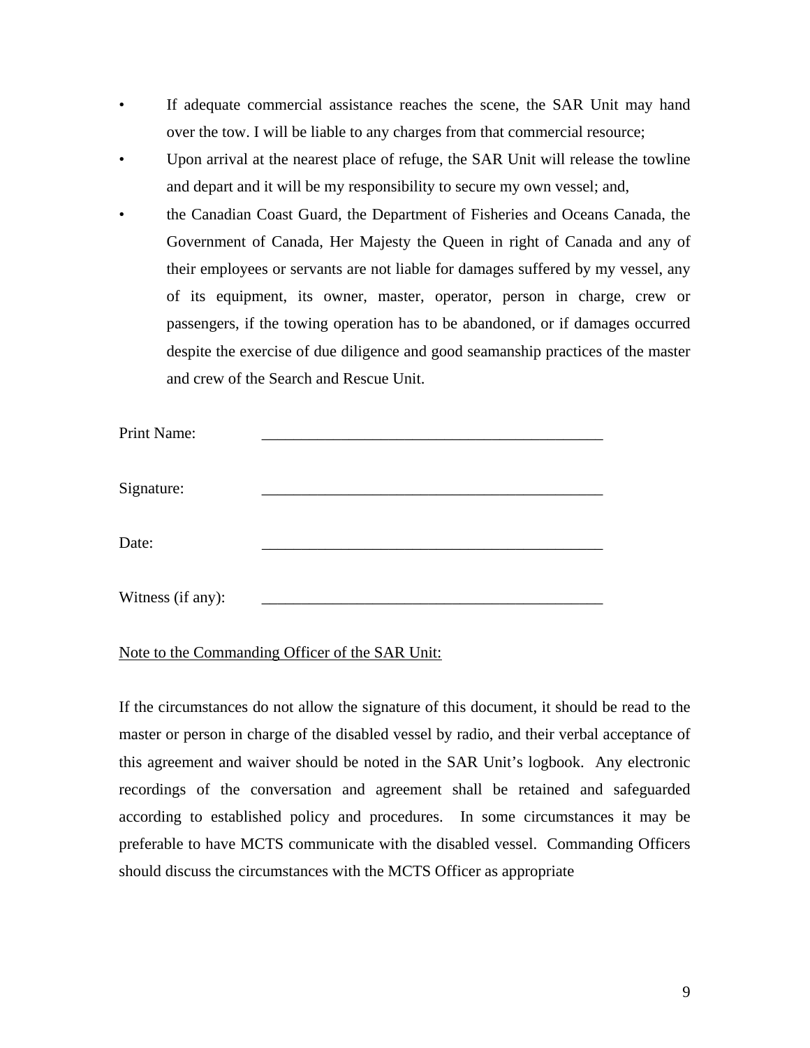- If adequate commercial assistance reaches the scene, the SAR Unit may hand over the tow. I will be liable to any charges from that commercial resource;
- Upon arrival at the nearest place of refuge, the SAR Unit will release the towline and depart and it will be my responsibility to secure my own vessel; and,
- the Canadian Coast Guard, the Department of Fisheries and Oceans Canada, the Government of Canada, Her Majesty the Queen in right of Canada and any of their employees or servants are not liable for damages suffered by my vessel, any of its equipment, its owner, master, operator, person in charge, crew or passengers, if the towing operation has to be abandoned, or if damages occurred despite the exercise of due diligence and good seamanship practices of the master and crew of the Search and Rescue Unit.

Print Name: _____________________________________________

Signature: _____________________________________________

Date: _____________________________________________

Witness (if any): _____________________________________________

<u>Note to the Commanding Officer of the SAR Unit:</u>

If the circumstances do not allow the signature of this document, it should be read to the master or person in charge of the disabled vessel by radio, and their verbal acceptance of this agreement and waiver should be noted in the SAR Unit's logbook. Any electronic recordings of the conversation and agreement shall be retained and safeguarded according to established policy and procedures. In some circumstances it may be preferable to have MCTS communicate with the disabled vessel. Commanding Officers should discuss the circumstances with the MCTS Officer as appropriate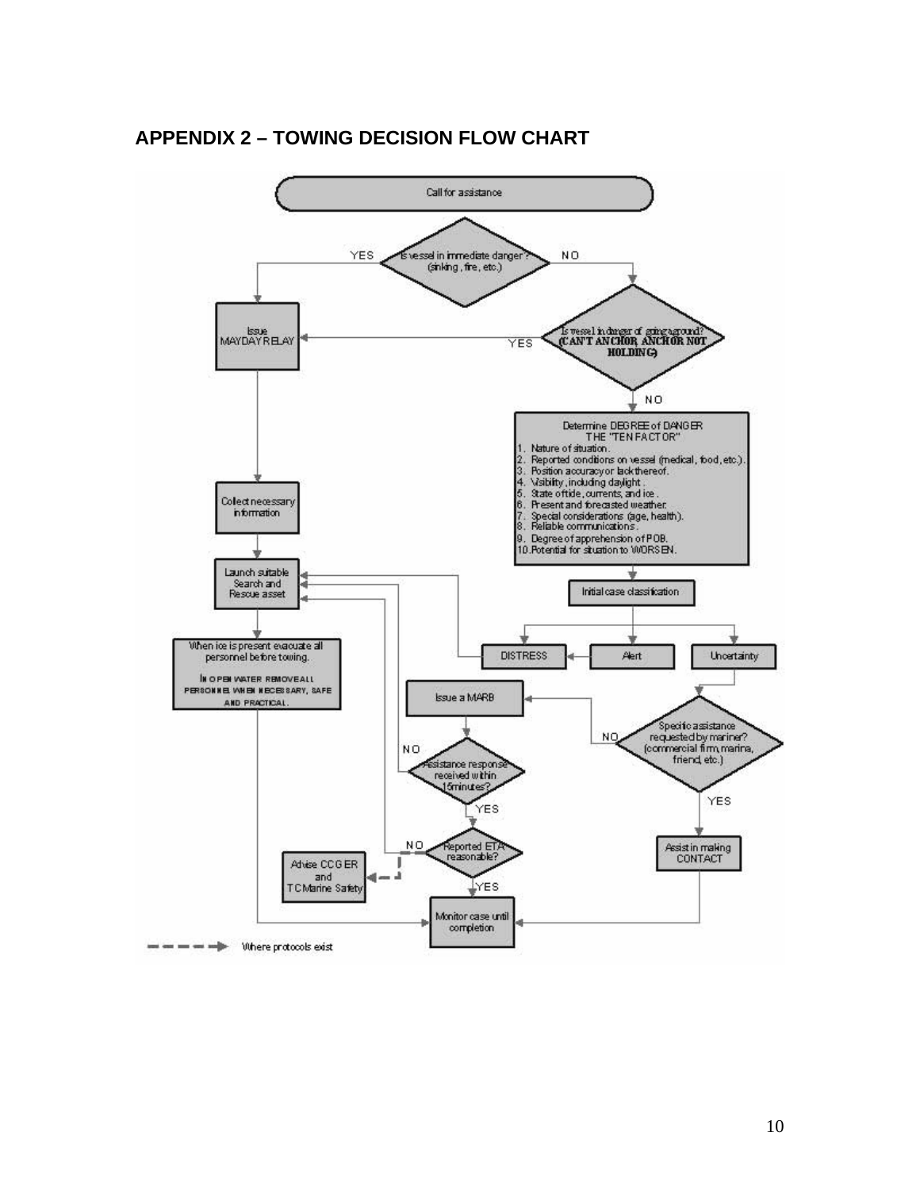## APPENDIX 2 – TOWING DECISION FLOW CHART

Call for assistance

Is vessel in immediate danger? (sinking, fire, etc.)

- YES → Issue MAYDAY RELAY
- NO → Is vessel in danger of going aground? (CAN'T ANCHOR, ANCHOR NOT HOLDING)
  - YES → Issue MAYDAY RELAY
  - NO → Determine DEGREE of DANGER

Determine DEGREE of DANGER
THE "TEN FACTOR"

1. Nature of situation.
2. Reported conditions on vessel (medical, food, etc.).
3. Position accuracy or lack thereof.
4. Visibility, including daylight.
5. State of tide, currents, and ice.
6. Present and forecasted weather.
7. Special considerations (age, health).
8. Reliable communications.
9. Degree of apprehension of POB.
10. Potential for situation to WORSEN.

Initial case classification → DISTRESS / Alert / Uncertainty

- Alert → DISTRESS
- DISTRESS → Launch suitable Search and Rescue asset
- Uncertainty → Specific assistance requested by mariner? (commercial firm, marina, friend, etc.)
  - YES → Assist in making CONTACT → Monitor case until completion
  - NO → Issue a MARB

Issue MAYDAY RELAY → Collect necessary information → Launch suitable Search and Rescue asset → When ice is present evacuate all personnel before towing. IN OPEN WATER REMOVE ALL PERSONNEL WHEN NECESSARY, SAFE AND PRACTICAL. → Monitor case until completion

Issue a MARB → Assistance response received within 15 minutes?

- NO → Launch suitable Search and Rescue asset
- YES → Reported ETA reasonable?
  - NO → Launch suitable Search and Rescue asset; Advise CCG ER and TC Marine Safety (where protocols exist)
  - YES → Monitor case until completion

- - - - → Where protocols exist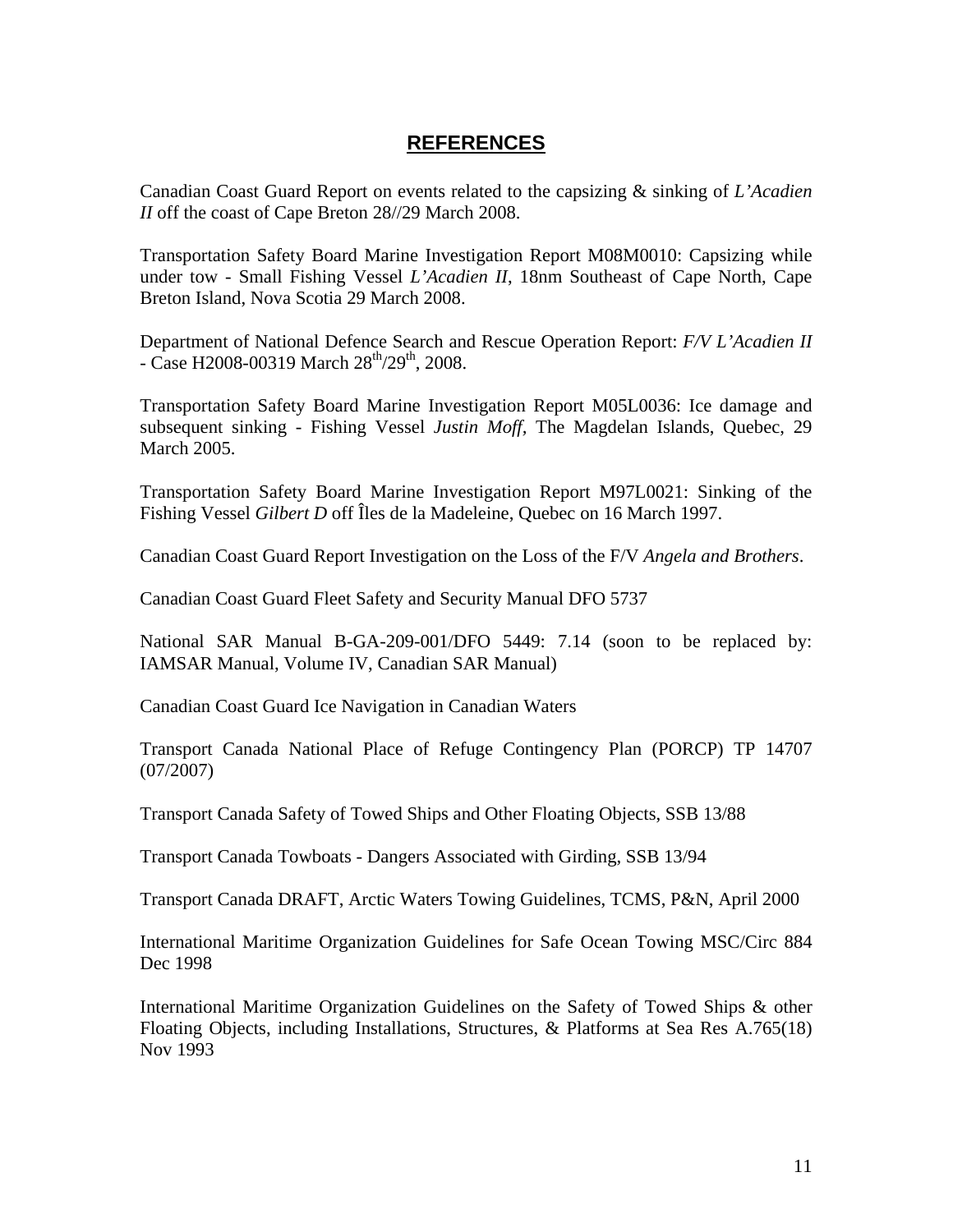# REFERENCES

Canadian Coast Guard Report on events related to the capsizing & sinking of *L'Acadien II* off the coast of Cape Breton 28//29 March 2008.

Transportation Safety Board Marine Investigation Report M08M0010: Capsizing while under tow - Small Fishing Vessel *L'Acadien II*, 18nm Southeast of Cape North, Cape Breton Island, Nova Scotia 29 March 2008.

Department of National Defence Search and Rescue Operation Report: *F/V L'Acadien II* - Case H2008-00319 March 28th/29th, 2008.

Transportation Safety Board Marine Investigation Report M05L0036: Ice damage and subsequent sinking - Fishing Vessel *Justin Moff*, The Magdelan Islands, Quebec, 29 March 2005.

Transportation Safety Board Marine Investigation Report M97L0021: Sinking of the Fishing Vessel *Gilbert D* off Îles de la Madeleine, Quebec on 16 March 1997.

Canadian Coast Guard Report Investigation on the Loss of the F/V *Angela and Brothers*.

Canadian Coast Guard Fleet Safety and Security Manual DFO 5737

National SAR Manual B-GA-209-001/DFO 5449: 7.14 (soon to be replaced by: IAMSAR Manual, Volume IV, Canadian SAR Manual)

Canadian Coast Guard Ice Navigation in Canadian Waters

Transport Canada National Place of Refuge Contingency Plan (PORCP) TP 14707 (07/2007)

Transport Canada Safety of Towed Ships and Other Floating Objects, SSB 13/88

Transport Canada Towboats - Dangers Associated with Girding, SSB 13/94

Transport Canada DRAFT, Arctic Waters Towing Guidelines, TCMS, P&N, April 2000

International Maritime Organization Guidelines for Safe Ocean Towing MSC/Circ 884 Dec 1998

International Maritime Organization Guidelines on the Safety of Towed Ships & other Floating Objects, including Installations, Structures, & Platforms at Sea Res A.765(18) Nov 1993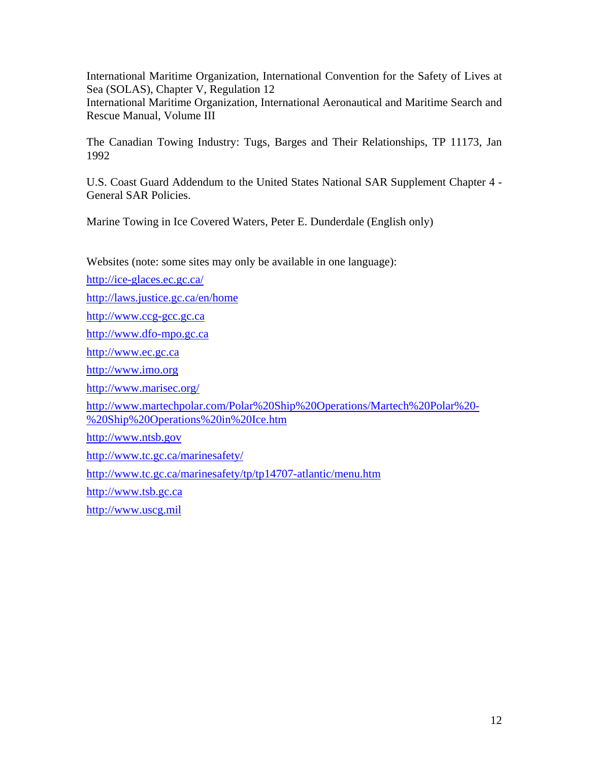International Maritime Organization, International Convention for the Safety of Lives at Sea (SOLAS), Chapter V, Regulation 12
International Maritime Organization, International Aeronautical and Maritime Search and Rescue Manual, Volume III

The Canadian Towing Industry: Tugs, Barges and Their Relationships, TP 11173, Jan 1992

U.S. Coast Guard Addendum to the United States National SAR Supplement Chapter 4 - General SAR Policies.

Marine Towing in Ice Covered Waters, Peter E. Dunderdale (English only)

Websites (note: some sites may only be available in one language):

http://ice-glaces.ec.gc.ca/

http://laws.justice.gc.ca/en/home

http://www.ccg-gcc.gc.ca

http://www.dfo-mpo.gc.ca

http://www.ec.gc.ca

http://www.imo.org

http://www.marisec.org/

http://www.martechpolar.com/Polar%20Ship%20Operations/Martech%20Polar%20-%20Ship%20Operations%20in%20Ice.htm

http://www.ntsb.gov

http://www.tc.gc.ca/marinesafety/

http://www.tc.gc.ca/marinesafety/tp/tp14707-atlantic/menu.htm

http://www.tsb.gc.ca

http://www.uscg.mil